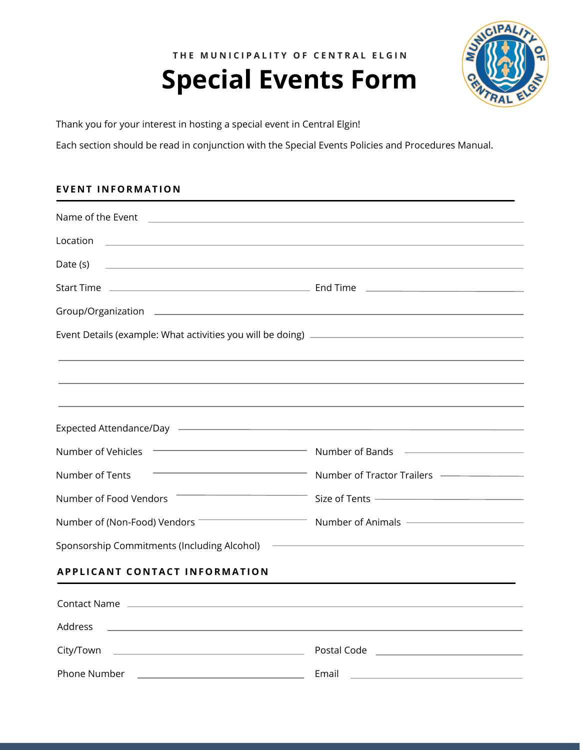THE MUNICIPALITY OF CENTRAL ELGIN

# Special Events Form

Thank you for your interest in hosting a special event in Central Elgin!

Each section should be read in conjunction with the Special Events Policies and Procedures Manual.

## EVENT INFORMATION

Name of the Event ______________________________

Location ______________________________

Date (s) ______________________________

Start Time ______________________ End Time ______________________

Group/Organization ______________________________

Event Details (example: What activities you will be doing) ______________________________

______________________________

______________________________

______________________________

Expected Attendance/Day ______________________________

Number of Vehicles ______________________ Number of Bands ______________________

Number of Tents ______________________ Number of Tractor Trailers ______________________

Number of Food Vendors ______________________ Size of Tents ______________________

Number of (Non-Food) Vendors ______________________ Number of Animals ______________________

Sponsorship Commitments (Including Alcohol) ______________________________

## APPLICANT CONTACT INFORMATION

Contact Name ______________________________

Address ______________________________

City/Town ______________________ Postal Code ______________________

Phone Number ______________________ Email ______________________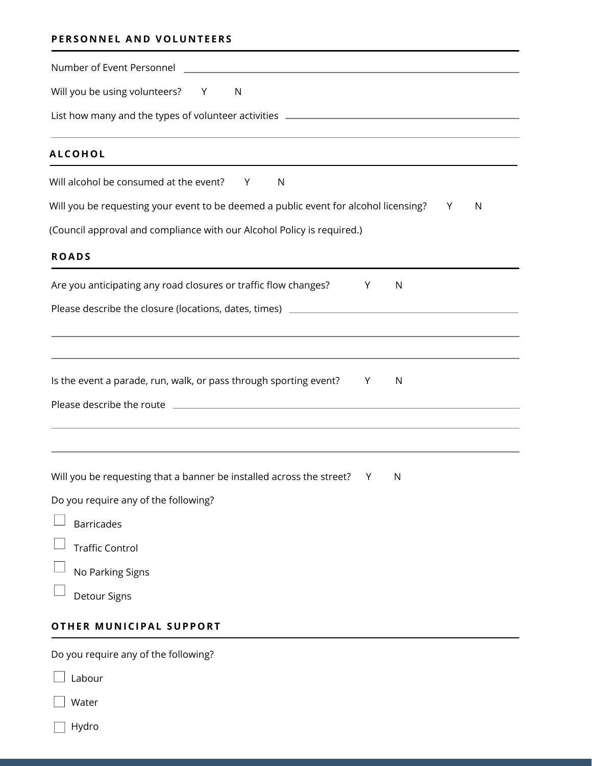## PERSONNEL AND VOLUNTEERS

Number of Event Personnel ______________________________

Will you be using volunteers? Y N

List how many and the types of volunteer activities ______________________________

______________________________

## ALCOHOL

Will alcohol be consumed at the event? Y N

Will you be requesting your event to be deemed a public event for alcohol licensing? Y N

(Council approval and compliance with our Alcohol Policy is required.)

## ROADS

Are you anticipating any road closures or traffic flow changes? Y N

Please describe the closure (locations, dates, times) ______________________________

______________________________

______________________________

Is the event a parade, run, walk, or pass through sporting event? Y N

Please describe the route ______________________________

______________________________

______________________________

Will you be requesting that a banner be installed across the street? Y N

Do you require any of the following?

- [ ] Barricades
- [ ] Traffic Control
- [ ] No Parking Signs
- [ ] Detour Signs

## OTHER MUNICIPAL SUPPORT

Do you require any of the following?

- [ ] Labour
- [ ] Water
- [ ] Hydro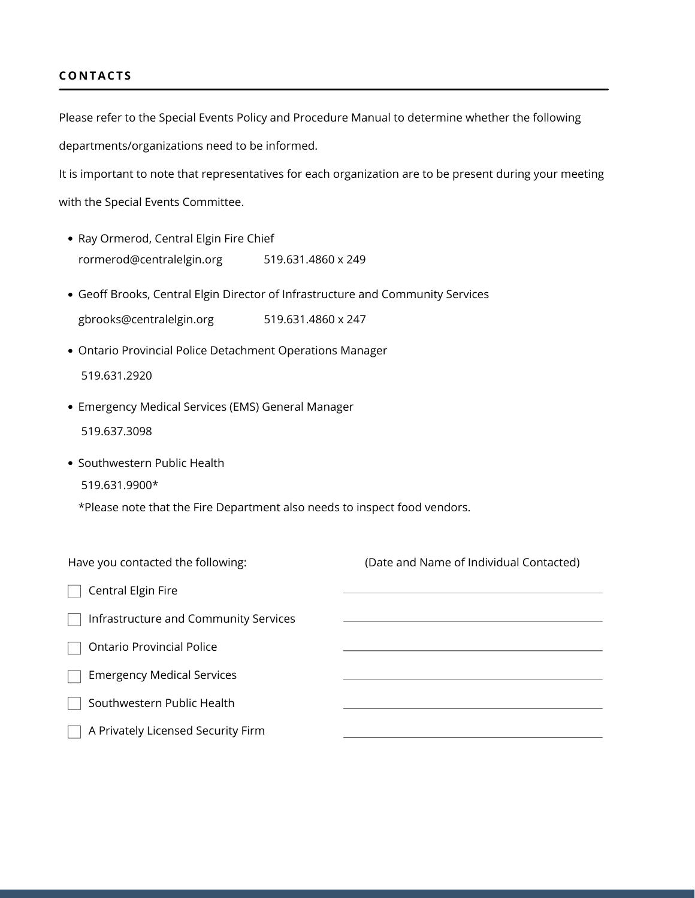## CONTACTS

Please refer to the Special Events Policy and Procedure Manual to determine whether the following departments/organizations need to be informed.

It is important to note that representatives for each organization are to be present during your meeting with the Special Events Committee.

- Ray Ormerod, Central Elgin Fire Chief
  rormerod@centralelgin.org 519.631.4860 x 249
- Geoff Brooks, Central Elgin Director of Infrastructure and Community Services
  gbrooks@centralelgin.org 519.631.4860 x 247
- Ontario Provincial Police Detachment Operations Manager
  519.631.2920
- Emergency Medical Services (EMS) General Manager
  519.637.3098
- Southwestern Public Health
  519.631.9900*
  *Please note that the Fire Department also needs to inspect food vendors.

| Have you contacted the following: | (Date and Name of Individual Contacted) |
| --- | --- |
| ☐ Central Elgin Fire | |
| ☐ Infrastructure and Community Services | |
| ☐ Ontario Provincial Police | |
| ☐ Emergency Medical Services | |
| ☐ Southwestern Public Health | |
| ☐ A Privately Licensed Security Firm | |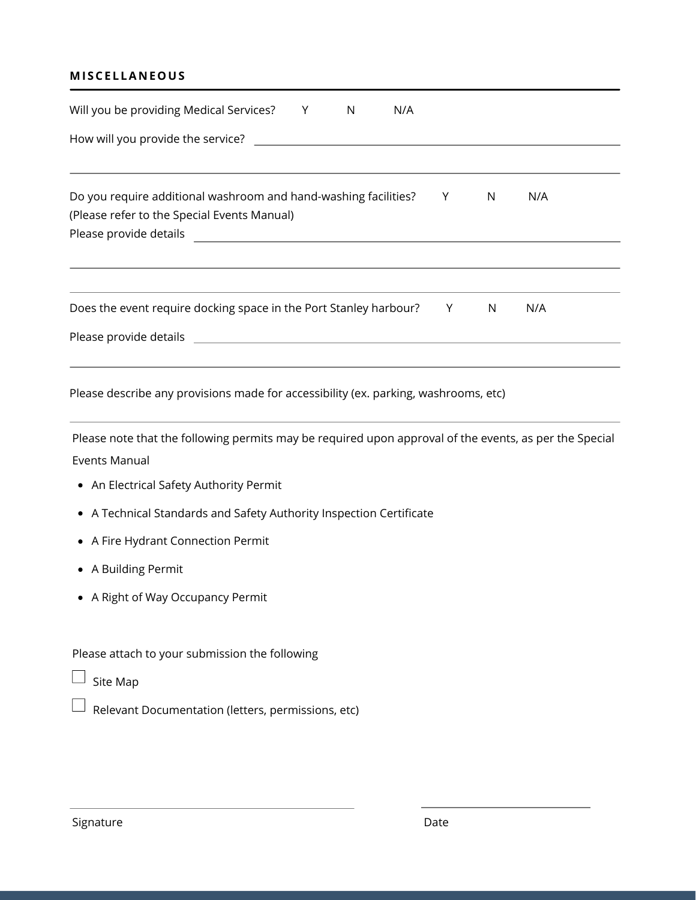## MISCELLANEOUS

Will you be providing Medical Services? Y N N/A

How will you provide the service? \_\_\_\_\_\_\_\_\_\_\_\_\_\_\_\_\_\_\_\_\_\_\_\_\_\_\_\_\_\_\_\_\_\_\_\_\_\_\_\_

Do you require additional washroom and hand-washing facilities? Y N N/A
(Please refer to the Special Events Manual)
Please provide details \_\_\_\_\_\_\_\_\_\_\_\_\_\_\_\_\_\_\_\_\_\_\_\_\_\_\_\_\_\_\_\_\_\_\_\_\_\_\_\_

Does the event require docking space in the Port Stanley harbour? Y N N/A

Please provide details \_\_\_\_\_\_\_\_\_\_\_\_\_\_\_\_\_\_\_\_\_\_\_\_\_\_\_\_\_\_\_\_\_\_\_\_\_\_\_\_

Please describe any provisions made for accessibility (ex. parking, washrooms, etc)

Please note that the following permits may be required upon approval of the events, as per the Special Events Manual

- An Electrical Safety Authority Permit
- A Technical Standards and Safety Authority Inspection Certificate
- A Fire Hydrant Connection Permit
- A Building Permit
- A Right of Way Occupancy Permit

Please attach to your submission the following

- ☐ Site Map
- ☐ Relevant Documentation (letters, permissions, etc)

\_\_\_\_\_\_\_\_\_\_\_\_\_\_\_\_\_\_\_\_\_\_\_\_\_\_ \_\_\_\_\_\_\_\_\_\_\_\_\_\_\_\_\_\_\_\_

Signature Date